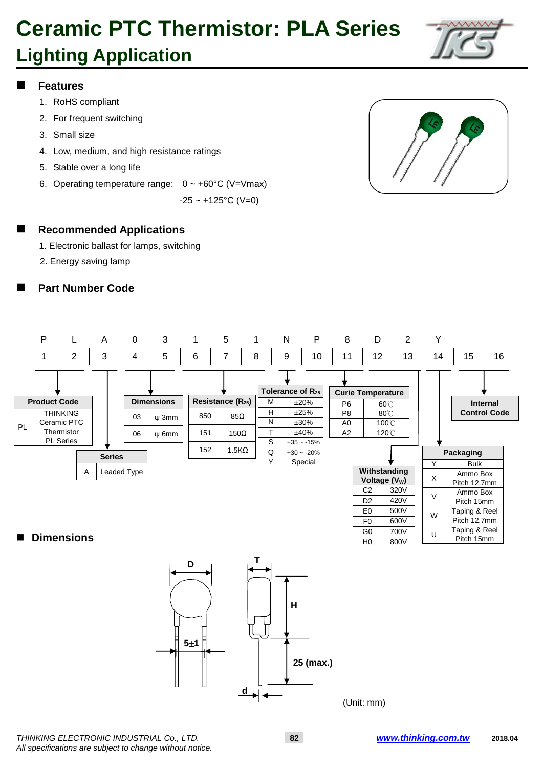# Ceramic PTC Thermistor: PLA Series

## Lighting Application

## Features

1. RoHS compliant
2. For frequent switching
3. Small size
4. Low, medium, and high resistance ratings
5. Stable over a long life
6. Operating temperature range: 0 ~ +60°C (V=Vmax)
   -25 ~ +125°C (V=0)

## Recommended Applications

1. Electronic ballast for lamps, switching
2. Energy saving lamp

## Part Number Code

| P | L | A | 0 | 3 | 1 | 5 | 1 | N | P | 8 | D | 2 | Y | | |
|---|---|---|---|---|---|---|---|---|---|---|---|---|---|---|---|
| 1 | 2 | 3 | 4 | 5 | 6 | 7 | 8 | 9 | 10 | 11 | 12 | 13 | 14 | 15 | 16 |

**Product Code**

| | |
|---|---|
| PL | THINKING Ceramic PTC Thermistor PL Series |

**Series**

| | |
|---|---|
| A | Leaded Type |

**Dimensions**

| | |
|---|---|
| 03 | ψ 3mm |
| 06 | ψ 6mm |

**Resistance ($R_{25}$)**

| | |
|---|---|
| 850 | 85Ω |
| 151 | 150Ω |
| 152 | 1.5KΩ |

**Tolerance of $R_{25}$**

| | |
|---|---|
| M | ±20% |
| H | ±25% |
| N | ±30% |
| T | ±40% |
| S | +35 ~ -15% |
| Q | +30 ~ -20% |
| Y | Special |

**Curie Temperature**

| | |
|---|---|
| P6 | 60℃ |
| P8 | 80℃ |
| A0 | 100℃ |
| A2 | 120℃ |

**Withstanding Voltage ($V_W$)**

| | |
|---|---|
| C2 | 320V |
| D2 | 420V |
| E0 | 500V |
| F0 | 600V |
| G0 | 700V |
| H0 | 800V |

**Packaging**

| | |
|---|---|
| Y | Bulk |
| X | Ammo Box Pitch 12.7mm |
| V | Ammo Box Pitch 15mm |
| W | Taping & Reel Pitch 12.7mm |
| U | Taping & Reel Pitch 15mm |

**Internal Control Code**

## Dimensions

D, T, H, 5±1, 25 (max.), d

(Unit: mm)

*THINKING ELECTRONIC INDUSTRIAL Co., LTD.*
*All specifications are subject to change without notice.*

www.thinking.com.tw 2018.04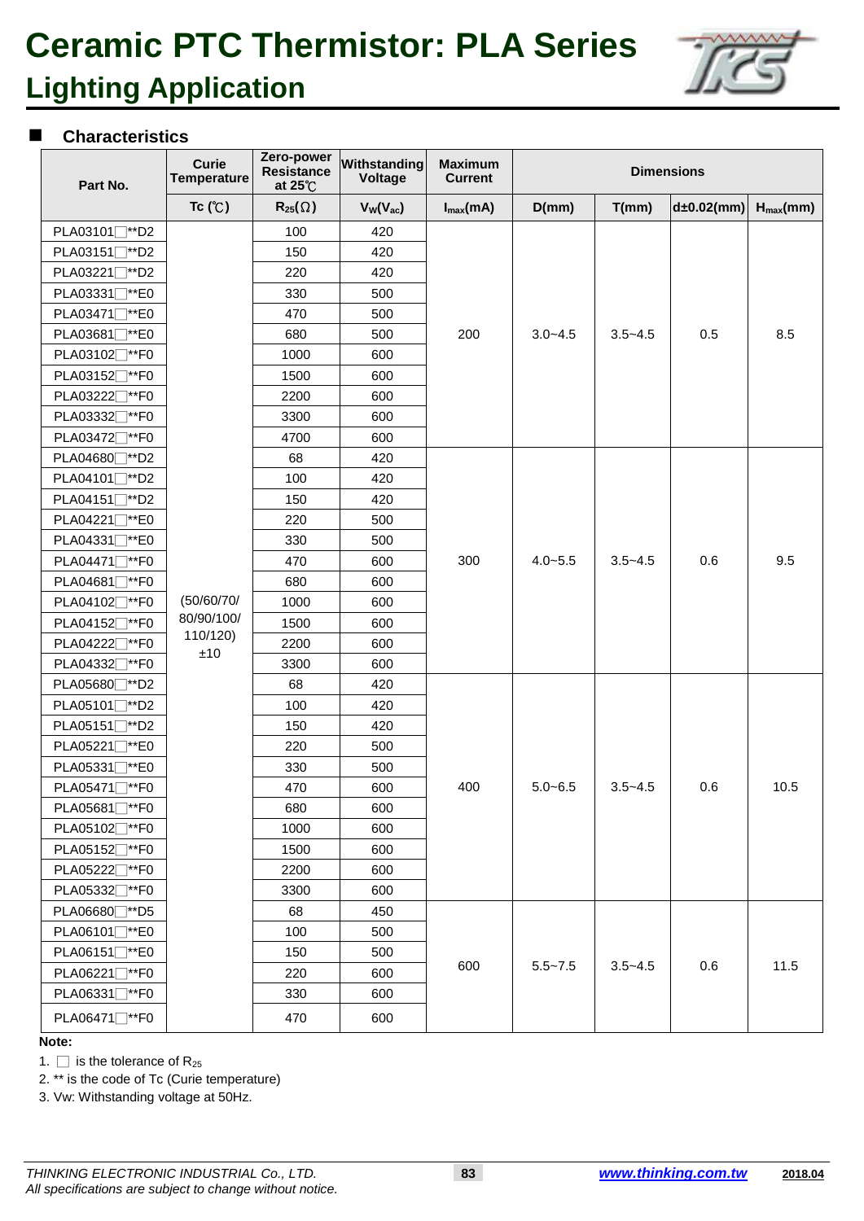# Ceramic PTC Thermistor: PLA Series

## Lighting Application

### Characteristics

| Part No. | Curie Temperature | Zero-power Resistance at 25℃ | Withstanding Voltage | Maximum Current | Dimensions | | | |
|---|---|---|---|---|---|---|---|---|
| | Tc (℃) | $R_{25}$(Ω) | $V_W$($V_{ac}$) | $I_{max}$(mA) | D(mm) | T(mm) | d±0.02(mm) | $H_{max}$(mm) |
| PLA03101□**D2 | (50/60/70/80/90/100/110/120) ±10 | 100 | 420 | 200 | 3.0~4.5 | 3.5~4.5 | 0.5 | 8.5 |
| PLA03151□**D2 | | 150 | 420 | | | | | |
| PLA03221□**D2 | | 220 | 420 | | | | | |
| PLA03331□**E0 | | 330 | 500 | | | | | |
| PLA03471□**E0 | | 470 | 500 | | | | | |
| PLA03681□**E0 | | 680 | 500 | | | | | |
| PLA03102□**F0 | | 1000 | 600 | | | | | |
| PLA03152□**F0 | | 1500 | 600 | | | | | |
| PLA03222□**F0 | | 2200 | 600 | | | | | |
| PLA03332□**F0 | | 3300 | 600 | | | | | |
| PLA03472□**F0 | | 4700 | 600 | | | | | |
| PLA04680□**D2 | | 68 | 420 | 300 | 4.0~5.5 | 3.5~4.5 | 0.6 | 9.5 |
| PLA04101□**D2 | | 100 | 420 | | | | | |
| PLA04151□**D2 | | 150 | 420 | | | | | |
| PLA04221□**E0 | | 220 | 500 | | | | | |
| PLA04331□**E0 | | 330 | 500 | | | | | |
| PLA04471□**F0 | | 470 | 600 | | | | | |
| PLA04681□**F0 | | 680 | 600 | | | | | |
| PLA04102□**F0 | | 1000 | 600 | | | | | |
| PLA04152□**F0 | | 1500 | 600 | | | | | |
| PLA04222□**F0 | | 2200 | 600 | | | | | |
| PLA04332□**F0 | | 3300 | 600 | | | | | |
| PLA05680□**D2 | | 68 | 420 | 400 | 5.0~6.5 | 3.5~4.5 | 0.6 | 10.5 |
| PLA05101□**D2 | | 100 | 420 | | | | | |
| PLA05151□**D2 | | 150 | 420 | | | | | |
| PLA05221□**E0 | | 220 | 500 | | | | | |
| PLA05331□**E0 | | 330 | 500 | | | | | |
| PLA05471□**F0 | | 470 | 600 | | | | | |
| PLA05681□**F0 | | 680 | 600 | | | | | |
| PLA05102□**F0 | | 1000 | 600 | | | | | |
| PLA05152□**F0 | | 1500 | 600 | | | | | |
| PLA05222□**F0 | | 2200 | 600 | | | | | |
| PLA05332□**F0 | | 3300 | 600 | | | | | |
| PLA06680□**D5 | | 68 | 450 | 600 | 5.5~7.5 | 3.5~4.5 | 0.6 | 11.5 |
| PLA06101□**E0 | | 100 | 500 | | | | | |
| PLA06151□**E0 | | 150 | 500 | | | | | |
| PLA06221□**F0 | | 220 | 600 | | | | | |
| PLA06331□**F0 | | 330 | 600 | | | | | |
| PLA06471□**F0 | | 470 | 600 | | | | | |

**Note:**

1. □ is the tolerance of $R_{25}$
2. ** is the code of Tc (Curie temperature)
3. Vw: Withstanding voltage at 50Hz.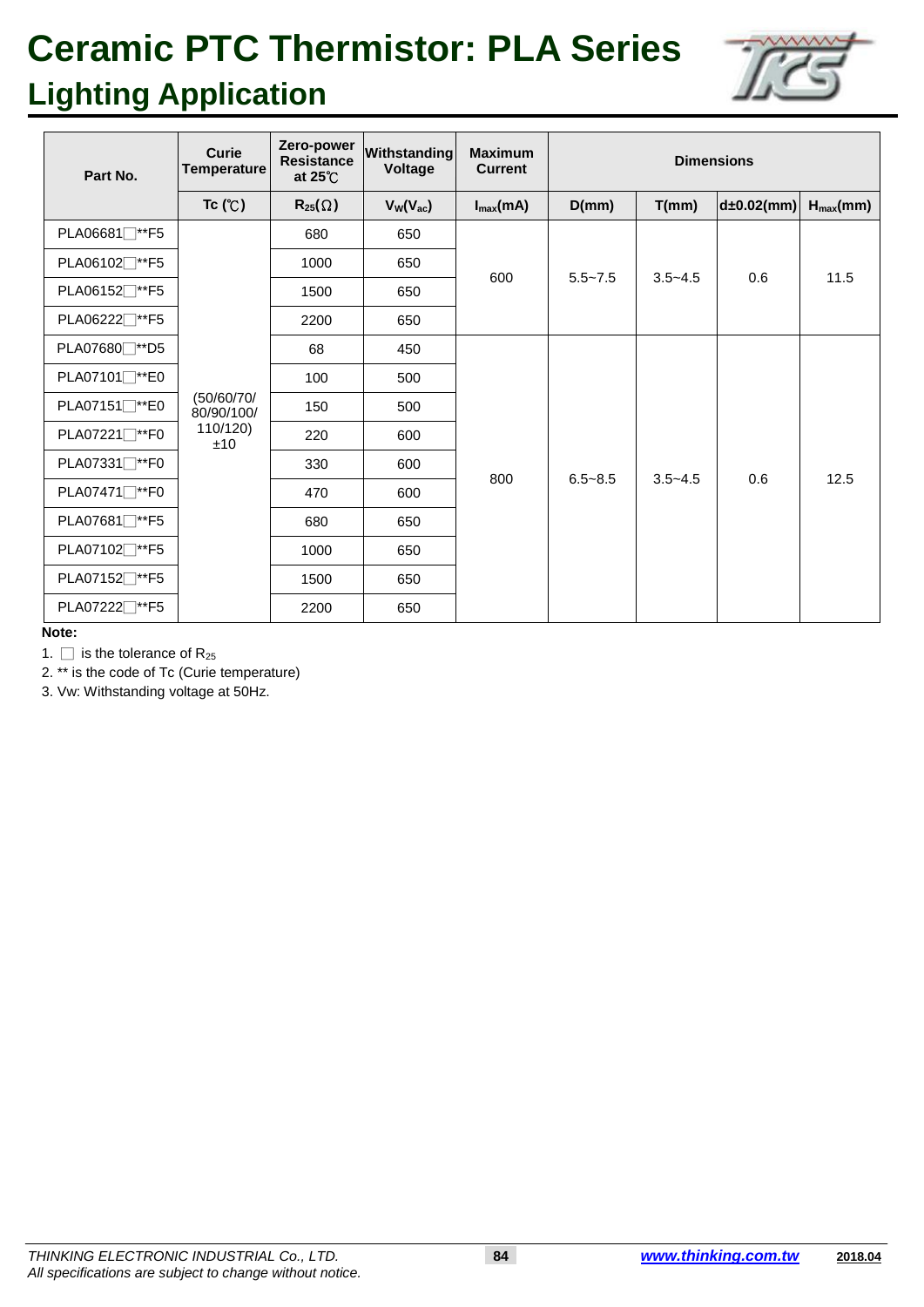# Ceramic PTC Thermistor: PLA Series

## Lighting Application

| Part No. | Curie Temperature | Zero-power Resistance at 25℃ | Withstanding Voltage | Maximum Current | Dimensions | | | |
|---|---|---|---|---|---|---|---|---|
| | Tc (℃) | $R_{25}$(Ω) | $V_W(V_{ac})$ | $I_{max}$(mA) | D(mm) | T(mm) | d±0.02(mm) | $H_{max}$(mm) |
| PLA06681□**F5 | (50/60/70/80/90/100/110/120) ±10 | 680 | 650 | 600 | 5.5~7.5 | 3.5~4.5 | 0.6 | 11.5 |
| PLA06102□**F5 | | 1000 | 650 | | | | | |
| PLA06152□**F5 | | 1500 | 650 | | | | | |
| PLA06222□**F5 | | 2200 | 650 | | | | | |
| PLA07680□**D5 | | 68 | 450 | 800 | 6.5~8.5 | 3.5~4.5 | 0.6 | 12.5 |
| PLA07101□**E0 | | 100 | 500 | | | | | |
| PLA07151□**E0 | | 150 | 500 | | | | | |
| PLA07221□**F0 | | 220 | 600 | | | | | |
| PLA07331□**F0 | | 330 | 600 | | | | | |
| PLA07471□**F0 | | 470 | 600 | | | | | |
| PLA07681□**F5 | | 680 | 650 | | | | | |
| PLA07102□**F5 | | 1000 | 650 | | | | | |
| PLA07152□**F5 | | 1500 | 650 | | | | | |
| PLA07222□**F5 | | 2200 | 650 | | | | | |

**Note:**

1. □ is the tolerance of $R_{25}$
2. ** is the code of Tc (Curie temperature)
3. Vw: Withstanding voltage at 50Hz.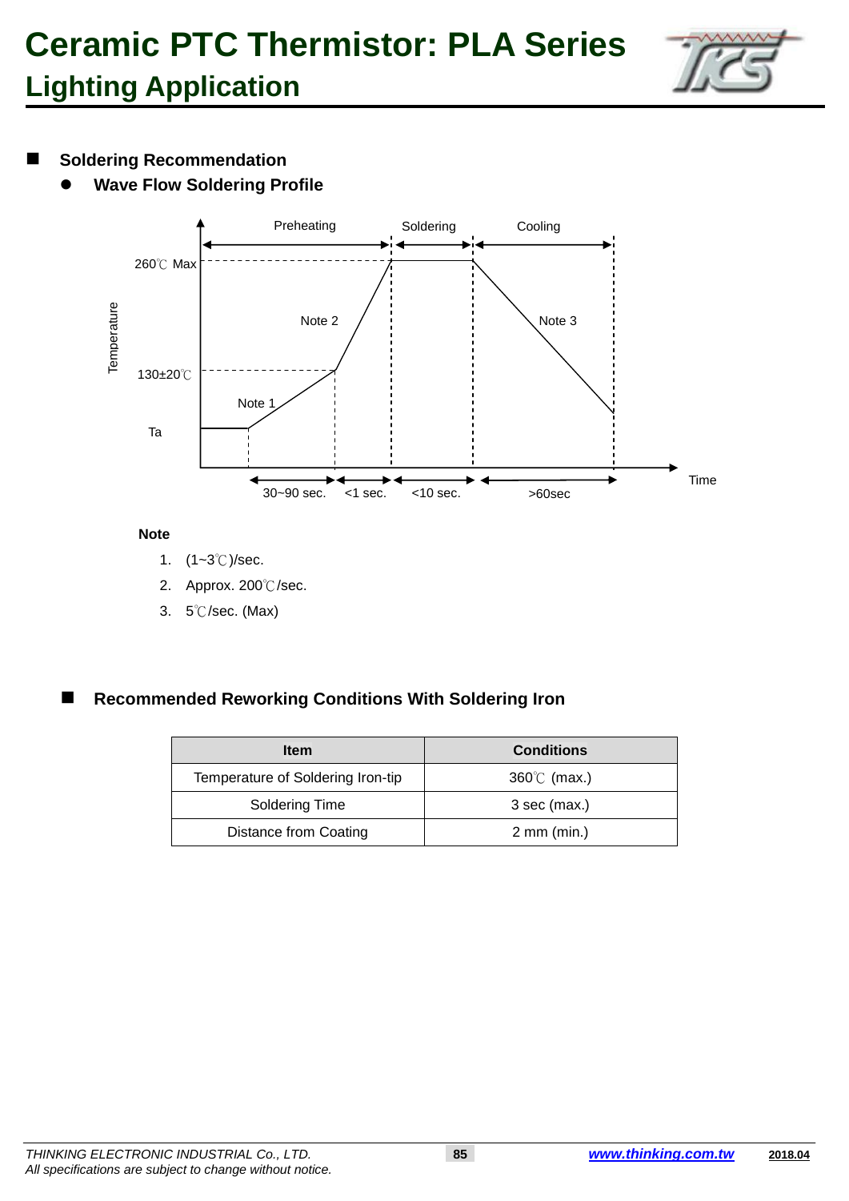# Ceramic PTC Thermistor: PLA Series

## Lighting Application

## Soldering Recommendation

### Wave Flow Soldering Profile

Preheating | Soldering | Cooling

260℃ Max

130±20℃

Ta

Temperature

Note 1, Note 2, Note 3

Time

30~90 sec. | <1 sec. | <10 sec. | >60sec

**Note**

1. (1~3℃)/sec.
2. Approx. 200℃/sec.
3. 5℃/sec. (Max)

## Recommended Reworking Conditions With Soldering Iron

| Item | Conditions |
|---|---|
| Temperature of Soldering Iron-tip | 360℃ (max.) |
| Soldering Time | 3 sec (max.) |
| Distance from Coating | 2 mm (min.) |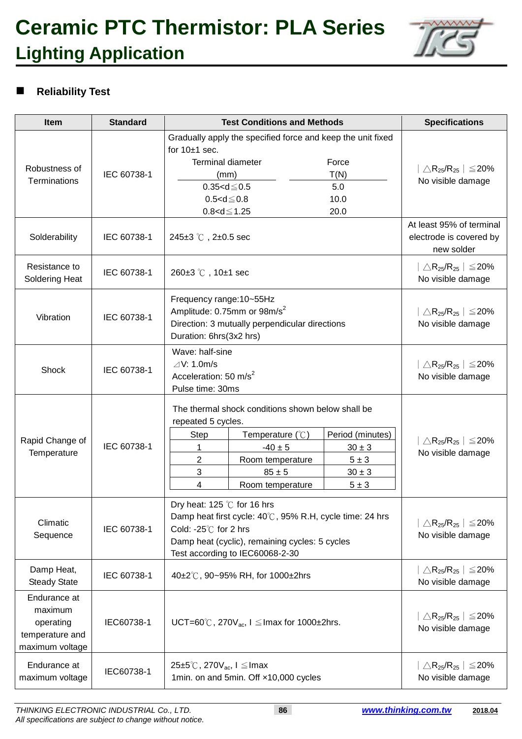# Ceramic PTC Thermistor: PLA Series

## Lighting Application

### Reliability Test

| Item | Standard | Test Conditions and Methods | Specifications |
|---|---|---|---|
| Robustness of Terminations | IEC 60738-1 | Gradually apply the specified force and keep the unit fixed for 10±1 sec.<br>Terminal diameter (mm) / Force T(N):<br>0.35<d≦0.5 — 5.0<br>0.5<d≦0.8 — 10.0<br>0.8<d≦1.25 — 20.0 | $\vert \triangle R_{25}/R_{25} \vert \leq 20\%$<br>No visible damage |
| Solderability | IEC 60738-1 | 245±3 ℃ , 2±0.5 sec | At least 95% of terminal electrode is covered by new solder |
| Resistance to Soldering Heat | IEC 60738-1 | 260±3 ℃ , 10±1 sec | $\vert \triangle R_{25}/R_{25} \vert \leq 20\%$<br>No visible damage |
| Vibration | IEC 60738-1 | Frequency range:10~55Hz<br>Amplitude: 0.75mm or 98m/$s^2$<br>Direction: 3 mutually perpendicular directions<br>Duration: 6hrs(3x2 hrs) | $\vert \triangle R_{25}/R_{25} \vert \leq 20\%$<br>No visible damage |
| Shock | IEC 60738-1 | Wave: half-sine<br>⊿V: 1.0m/s<br>Acceleration: 50 m/$s^2$<br>Pulse time: 30ms | $\vert \triangle R_{25}/R_{25} \vert \leq 20\%$<br>No visible damage |
| Rapid Change of Temperature | IEC 60738-1 | The thermal shock conditions shown below shall be repeated 5 cycles.<br>Step / Temperature (℃) / Period (minutes):<br>1 — -40 ± 5 — 30 ± 3<br>2 — Room temperature — 5 ± 3<br>3 — 85 ± 5 — 30 ± 3<br>4 — Room temperature — 5 ± 3 | $\vert \triangle R_{25}/R_{25} \vert \leq 20\%$<br>No visible damage |
| Climatic Sequence | IEC 60738-1 | Dry heat: 125 ℃ for 16 hrs<br>Damp heat first cycle: 40℃, 95% R.H, cycle time: 24 hrs<br>Cold: -25℃ for 2 hrs<br>Damp heat (cyclic), remaining cycles: 5 cycles<br>Test according to IEC60068-2-30 | $\vert \triangle R_{25}/R_{25} \vert \leq 20\%$<br>No visible damage |
| Damp Heat, Steady State | IEC 60738-1 | 40±2℃, 90~95% RH, for 1000±2hrs | $\vert \triangle R_{25}/R_{25} \vert \leq 20\%$<br>No visible damage |
| Endurance at maximum operating temperature and maximum voltage | IEC60738-1 | UCT=60℃, 270$V_{ac}$, I ≦Imax for 1000±2hrs. | $\vert \triangle R_{25}/R_{25} \vert \leq 20\%$<br>No visible damage |
| Endurance at maximum voltage | IEC60738-1 | 25±5℃, 270$V_{ac}$, I ≦Imax<br>1min. on and 5min. Off ×10,000 cycles | $\vert \triangle R_{25}/R_{25} \vert \leq 20\%$<br>No visible damage |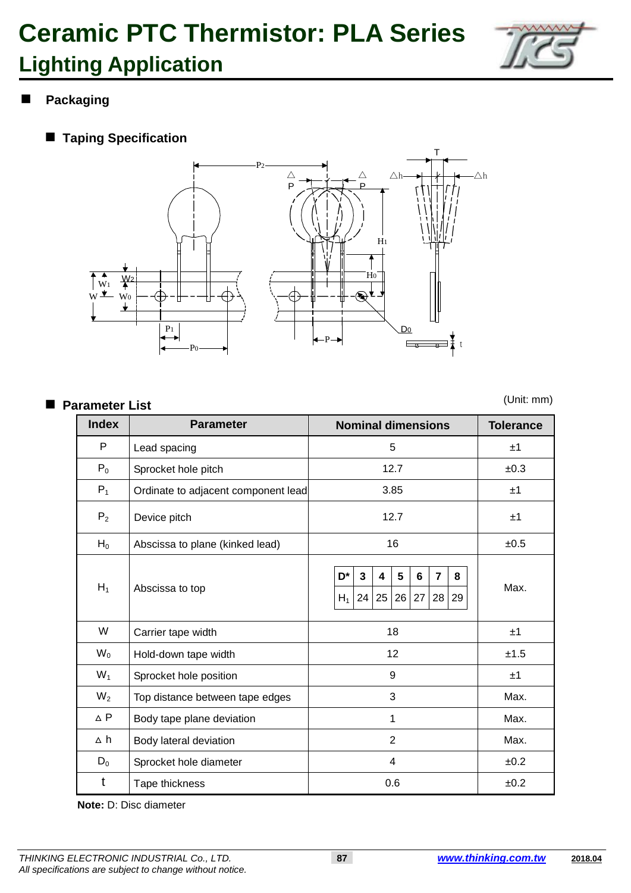# Ceramic PTC Thermistor: PLA Series

## Lighting Application

### Packaging

#### Taping Specification

#### Parameter List

(Unit: mm)

| Index | Parameter | Nominal dimensions | Tolerance |
|---|---|---|---|
| P | Lead spacing | 5 | ±1 |
| $P_0$ | Sprocket hole pitch | 12.7 | ±0.3 |
| $P_1$ | Ordinate to adjacent component lead | 3.85 | ±1 |
| $P_2$ | Device pitch | 12.7 | ±1 |
| $H_0$ | Abscissa to plane (kinked lead) | 16 | ±0.5 |
| $H_1$ | Abscissa to top | D*: 3 / 4 / 5 / 6 / 7 / 8; $H_1$: 24 / 25 / 26 / 27 / 28 / 29 | Max. |
| W | Carrier tape width | 18 | ±1 |
| $W_0$ | Hold-down tape width | 12 | ±1.5 |
| $W_1$ | Sprocket hole position | 9 | ±1 |
| $W_2$ | Top distance between tape edges | 3 | Max. |
| △P | Body tape plane deviation | 1 | Max. |
| △h | Body lateral deviation | 2 | Max. |
| $D_0$ | Sprocket hole diameter | 4 | ±0.2 |
| t | Tape thickness | 0.6 | ±0.2 |

**Note:** D: Disc diameter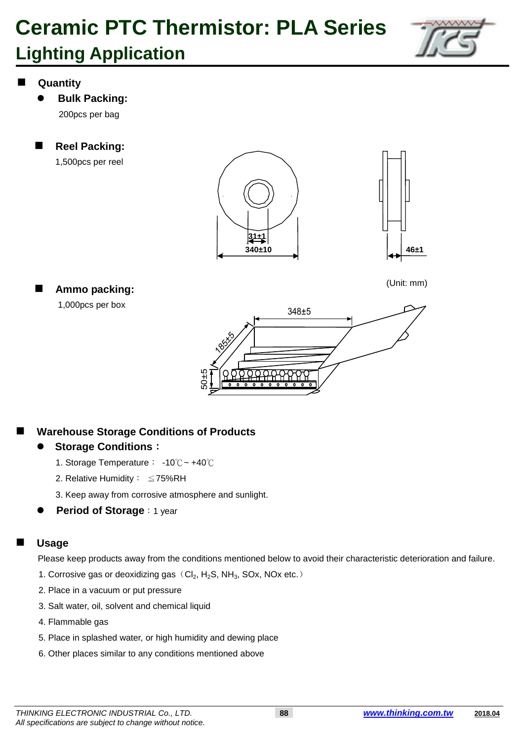# Ceramic PTC Thermistor: PLA Series

## Lighting Application

- **Quantity**
  - **Bulk Packing:**
    200pcs per bag

  - **Reel Packing:**
    1,500pcs per reel

31±1

340±10

46±1

(Unit: mm)

  - **Ammo packing:**
    1,000pcs per box

348±5

185±5

50±5

- **Warehouse Storage Conditions of Products**
  - **Storage Conditions：**
    1. Storage Temperature： -10℃ ~ +40℃
    2. Relative Humidity： ≦75%RH
    3. Keep away from corrosive atmosphere and sunlight.
  - **Period of Storage**：1 year

- **Usage**

  Please keep products away from the conditions mentioned below to avoid their characteristic deterioration and failure.

  1. Corrosive gas or deoxidizing gas（$Cl_2$, $H_2S$, $NH_3$, SOx, NOx etc.）
  2. Place in a vacuum or put pressure
  3. Salt water, oil, solvent and chemical liquid
  4. Flammable gas
  5. Place in splashed water, or high humidity and dewing place
  6. Other places similar to any conditions mentioned above